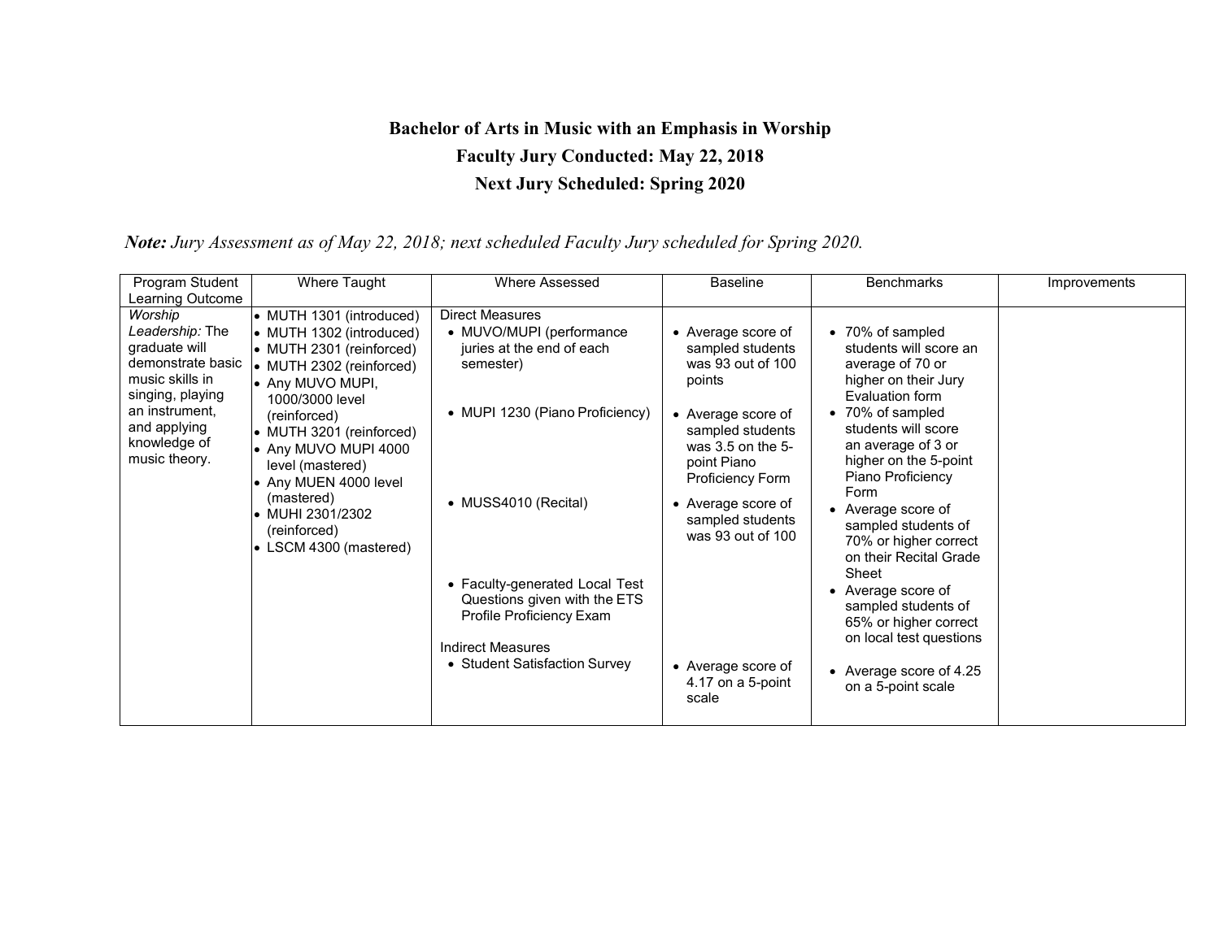**Bachelor of Arts in Music with an Emphasis in Worship**

**Faculty Jury Conducted: May 22, 2018**

**Next Jury Scheduled: Spring 2020**

***Note:*** *Jury Assessment as of May 22, 2018; next scheduled Faculty Jury scheduled for Spring 2020.*

| Program Student Learning Outcome | Where Taught | Where Assessed | Baseline | Benchmarks | Improvements |
|---|---|---|---|---|---|
| *Worship Leadership:* The graduate will demonstrate basic music skills in singing, playing an instrument, and applying knowledge of music theory. | • MUTH 1301 (introduced)<br>• MUTH 1302 (introduced)<br>• MUTH 2301 (reinforced)<br>• MUTH 2302 (reinforced)<br>• Any MUVO MUPI, 1000/3000 level (reinforced)<br>• MUTH 3201 (reinforced)<br>• Any MUVO MUPI 4000 level (mastered)<br>• Any MUEN 4000 level (mastered)<br>• MUHI 2301/2302 (reinforced)<br>• LSCM 4300 (mastered) | Direct Measures<br>• MUVO/MUPI (performance juries at the end of each semester)<br>• MUPI 1230 (Piano Proficiency)<br>• MUSS4010 (Recital)<br>• Faculty-generated Local Test Questions given with the ETS Profile Proficiency Exam<br>Indirect Measures<br>• Student Satisfaction Survey | • Average score of sampled students was 93 out of 100 points<br>• Average score of sampled students was 3.5 on the 5-point Piano Proficiency Form<br>• Average score of sampled students was 93 out of 100<br>• Average score of 4.17 on a 5-point scale | • 70% of sampled students will score an average of 70 or higher on their Jury Evaluation form<br>• 70% of sampled students will score an average of 3 or higher on the 5-point Piano Proficiency Form<br>• Average score of sampled students of 70% or higher correct on their Recital Grade Sheet<br>• Average score of sampled students of 65% or higher correct on local test questions<br>• Average score of 4.25 on a 5-point scale | |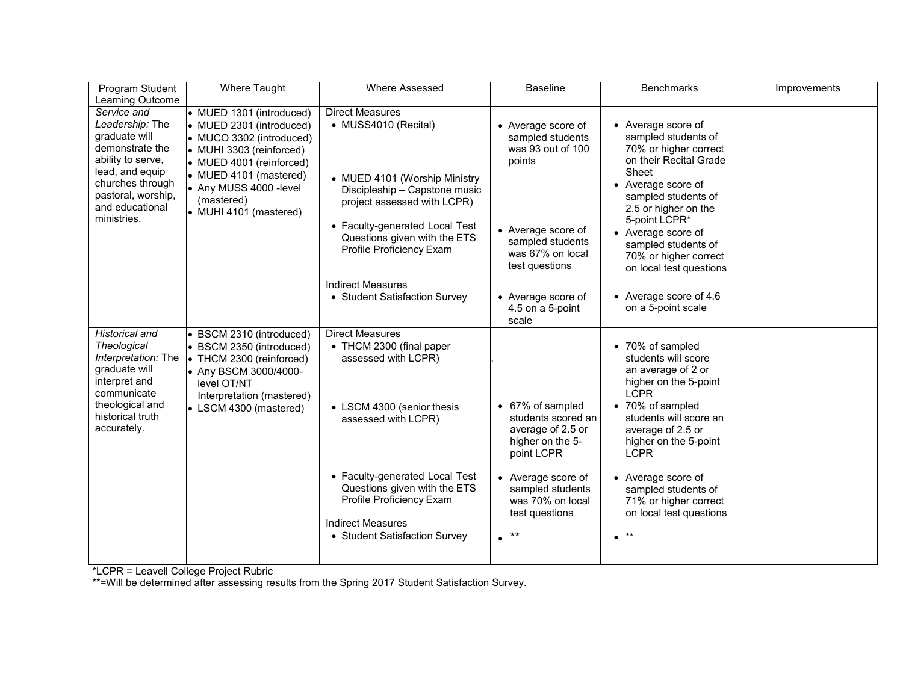| Program Student Learning Outcome | Where Taught | Where Assessed | Baseline | Benchmarks | Improvements |
|---|---|---|---|---|---|
| *Service and Leadership:* The graduate will demonstrate the ability to serve, lead, and equip churches through pastoral, worship, and educational ministries. | • MUED 1301 (introduced)<br>• MUED 2301 (introduced)<br>• MUCO 3302 (introduced)<br>• MUHI 3303 (reinforced)<br>• MUED 4001 (reinforced)<br>• MUED 4101 (mastered)<br>• Any MUSS 4000 -level (mastered)<br>• MUHI 4101 (mastered) | Direct Measures<br>• MUSS4010 (Recital)<br><br>• MUED 4101 (Worship Ministry Discipleship – Capstone music project assessed with LCPR)<br><br>• Faculty-generated Local Test Questions given with the ETS Profile Proficiency Exam<br><br>Indirect Measures<br>• Student Satisfaction Survey | • Average score of sampled students was 93 out of 100 points<br><br>• Average score of sampled students was 67% on local test questions<br><br>• Average score of 4.5 on a 5-point scale | • Average score of sampled students of 70% or higher correct on their Recital Grade Sheet<br>• Average score of sampled students of 2.5 or higher on the 5-point LCPR*<br>• Average score of sampled students of 70% or higher correct on local test questions<br><br>• Average score of 4.6 on a 5-point scale | |
| *Historical and Theological Interpretation:* The graduate will interpret and communicate theological and historical truth accurately. | • BSCM 2310 (introduced)<br>• BSCM 2350 (introduced)<br>• THCM 2300 (reinforced)<br>• Any BSCM 3000/4000-level OT/NT Interpretation (mastered)<br>• LSCM 4300 (mastered) | Direct Measures<br>• THCM 2300 (final paper assessed with LCPR)<br><br>• LSCM 4300 (senior thesis assessed with LCPR)<br><br>• Faculty-generated Local Test Questions given with the ETS Profile Proficiency Exam<br><br>Indirect Measures<br>• Student Satisfaction Survey | .<br><br>• 67% of sampled students scored an average of 2.5 or higher on the 5-point LCPR<br><br>• Average score of sampled students was 70% on local test questions<br><br>• ** | • 70% of sampled students will score an average of 2 or higher on the 5-point LCPR<br>• 70% of sampled students will score an average of 2.5 or higher on the 5-point LCPR<br><br>• Average score of sampled students of 71% or higher correct on local test questions<br><br>• ** | |

*LCPR = Leavell College Project Rubric
**=Will be determined after assessing results from the Spring 2017 Student Satisfaction Survey.